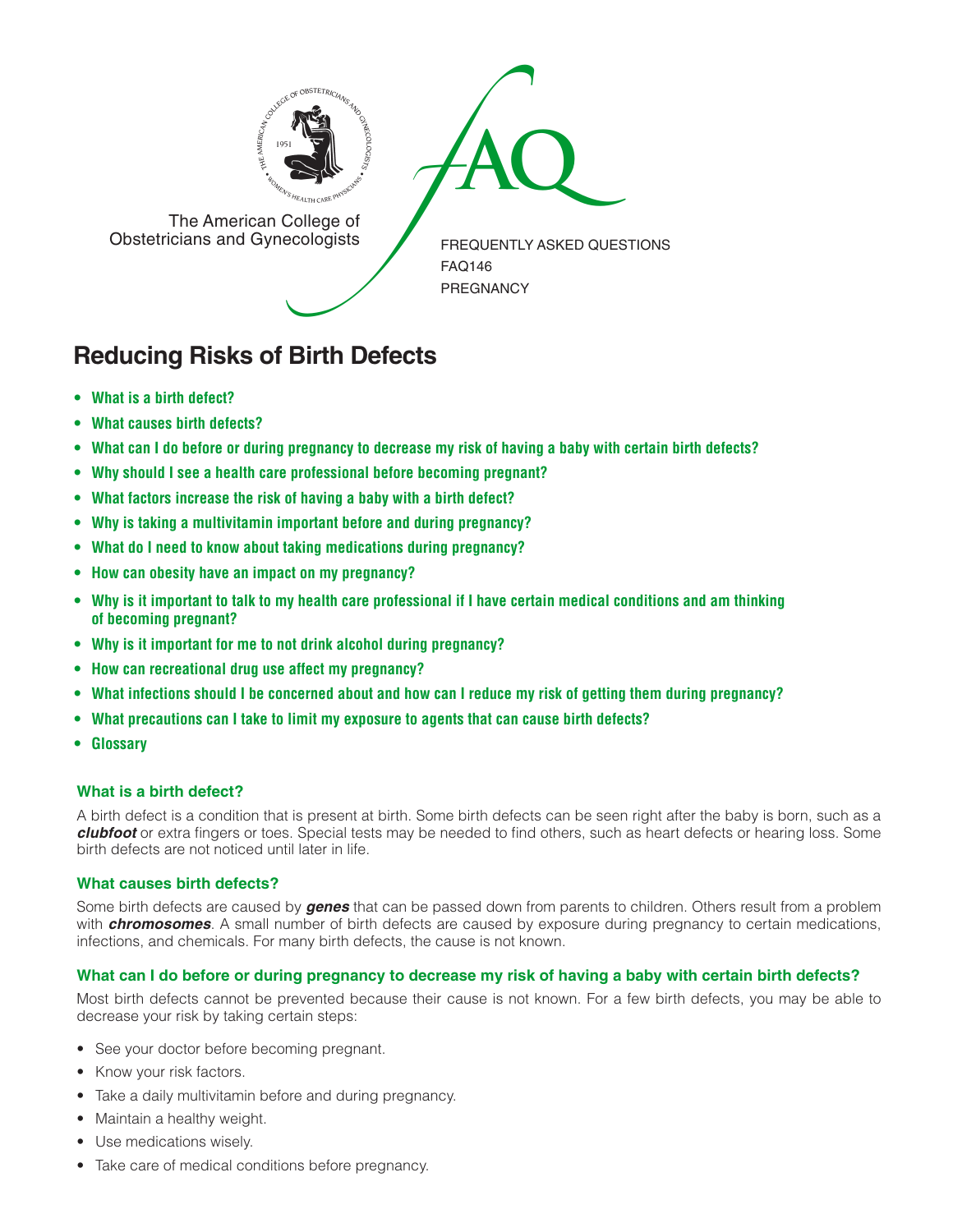The American College of Obstetricians and Gynecologists

FREQUENTLY ASKED QUESTIONS
FAQ146
PREGNANCY

# Reducing Risks of Birth Defects

- **What is a birth defect?**
- **What causes birth defects?**
- **What can I do before or during pregnancy to decrease my risk of having a baby with certain birth defects?**
- **Why should I see a health care professional before becoming pregnant?**
- **What factors increase the risk of having a baby with a birth defect?**
- **Why is taking a multivitamin important before and during pregnancy?**
- **What do I need to know about taking medications during pregnancy?**
- **How can obesity have an impact on my pregnancy?**
- **Why is it important to talk to my health care professional if I have certain medical conditions and am thinking of becoming pregnant?**
- **Why is it important for me to not drink alcohol during pregnancy?**
- **How can recreational drug use affect my pregnancy?**
- **What infections should I be concerned about and how can I reduce my risk of getting them during pregnancy?**
- **What precautions can I take to limit my exposure to agents that can cause birth defects?**
- **Glossary**

### What is a birth defect?

A birth defect is a condition that is present at birth. Some birth defects can be seen right after the baby is born, such as a ***clubfoot*** or extra fingers or toes. Special tests may be needed to find others, such as heart defects or hearing loss. Some birth defects are not noticed until later in life.

### What causes birth defects?

Some birth defects are caused by ***genes*** that can be passed down from parents to children. Others result from a problem with ***chromosomes***. A small number of birth defects are caused by exposure during pregnancy to certain medications, infections, and chemicals. For many birth defects, the cause is not known.

### What can I do before or during pregnancy to decrease my risk of having a baby with certain birth defects?

Most birth defects cannot be prevented because their cause is not known. For a few birth defects, you may be able to decrease your risk by taking certain steps:

- See your doctor before becoming pregnant.
- Know your risk factors.
- Take a daily multivitamin before and during pregnancy.
- Maintain a healthy weight.
- Use medications wisely.
- Take care of medical conditions before pregnancy.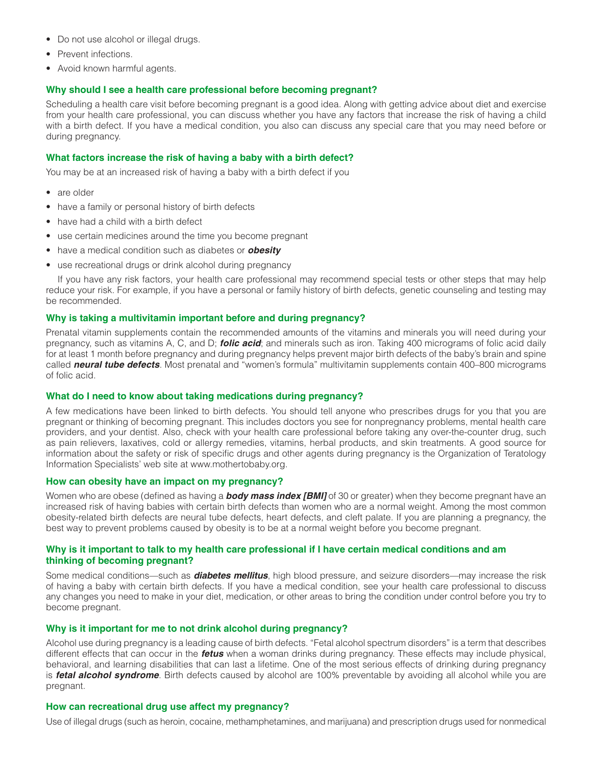- Do not use alcohol or illegal drugs.
- Prevent infections.
- Avoid known harmful agents.

## Why should I see a health care professional before becoming pregnant?

Scheduling a health care visit before becoming pregnant is a good idea. Along with getting advice about diet and exercise from your health care professional, you can discuss whether you have any factors that increase the risk of having a child with a birth defect. If you have a medical condition, you also can discuss any special care that you may need before or during pregnancy.

## What factors increase the risk of having a baby with a birth defect?

You may be at an increased risk of having a baby with a birth defect if you

- are older
- have a family or personal history of birth defects
- have had a child with a birth defect
- use certain medicines around the time you become pregnant
- have a medical condition such as diabetes or ***obesity***
- use recreational drugs or drink alcohol during pregnancy

If you have any risk factors, your health care professional may recommend special tests or other steps that may help reduce your risk. For example, if you have a personal or family history of birth defects, genetic counseling and testing may be recommended.

## Why is taking a multivitamin important before and during pregnancy?

Prenatal vitamin supplements contain the recommended amounts of the vitamins and minerals you will need during your pregnancy, such as vitamins A, C, and D; ***folic acid***; and minerals such as iron. Taking 400 micrograms of folic acid daily for at least 1 month before pregnancy and during pregnancy helps prevent major birth defects of the baby's brain and spine called ***neural tube defects***. Most prenatal and "women's formula" multivitamin supplements contain 400–800 micrograms of folic acid.

## What do I need to know about taking medications during pregnancy?

A few medications have been linked to birth defects. You should tell anyone who prescribes drugs for you that you are pregnant or thinking of becoming pregnant. This includes doctors you see for nonpregnancy problems, mental health care providers, and your dentist. Also, check with your health care professional before taking any over-the-counter drug, such as pain relievers, laxatives, cold or allergy remedies, vitamins, herbal products, and skin treatments. A good source for information about the safety or risk of specific drugs and other agents during pregnancy is the Organization of Teratology Information Specialists' web site at www.mothertobaby.org.

## How can obesity have an impact on my pregnancy?

Women who are obese (defined as having a ***body mass index [BMI]*** of 30 or greater) when they become pregnant have an increased risk of having babies with certain birth defects than women who are a normal weight. Among the most common obesity-related birth defects are neural tube defects, heart defects, and cleft palate. If you are planning a pregnancy, the best way to prevent problems caused by obesity is to be at a normal weight before you become pregnant.

## Why is it important to talk to my health care professional if I have certain medical conditions and am thinking of becoming pregnant?

Some medical conditions—such as ***diabetes mellitus***, high blood pressure, and seizure disorders—may increase the risk of having a baby with certain birth defects. If you have a medical condition, see your health care professional to discuss any changes you need to make in your diet, medication, or other areas to bring the condition under control before you try to become pregnant.

## Why is it important for me to not drink alcohol during pregnancy?

Alcohol use during pregnancy is a leading cause of birth defects. "Fetal alcohol spectrum disorders" is a term that describes different effects that can occur in the ***fetus*** when a woman drinks during pregnancy. These effects may include physical, behavioral, and learning disabilities that can last a lifetime. One of the most serious effects of drinking during pregnancy is ***fetal alcohol syndrome***. Birth defects caused by alcohol are 100% preventable by avoiding all alcohol while you are pregnant.

## How can recreational drug use affect my pregnancy?

Use of illegal drugs (such as heroin, cocaine, methamphetamines, and marijuana) and prescription drugs used for nonmedical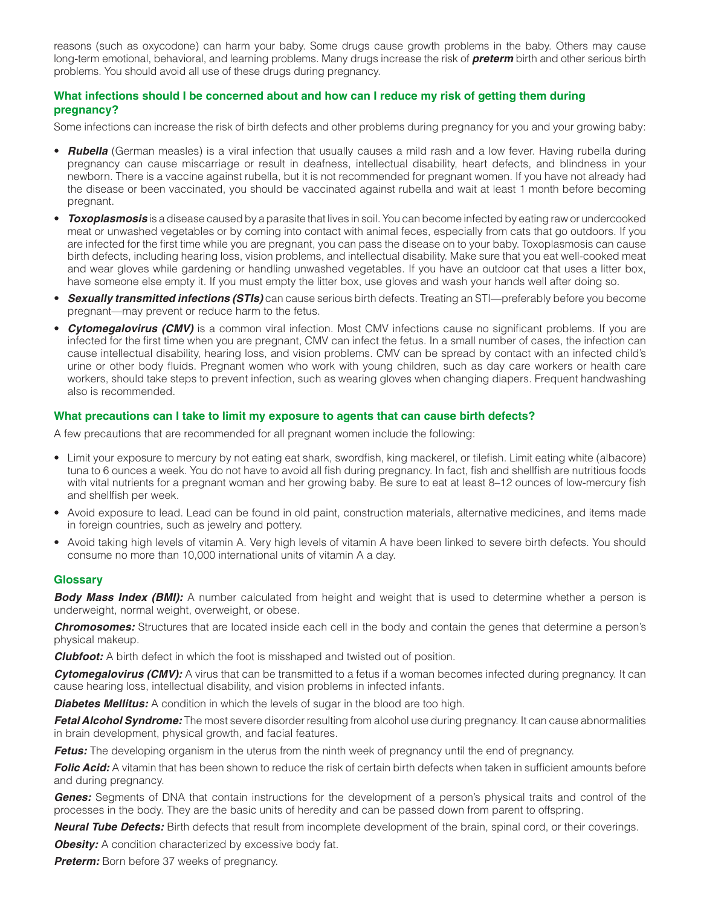reasons (such as oxycodone) can harm your baby. Some drugs cause growth problems in the baby. Others may cause long-term emotional, behavioral, and learning problems. Many drugs increase the risk of ***preterm*** birth and other serious birth problems. You should avoid all use of these drugs during pregnancy.

## What infections should I be concerned about and how can I reduce my risk of getting them during pregnancy?

Some infections can increase the risk of birth defects and other problems during pregnancy for you and your growing baby:

- ***Rubella*** (German measles) is a viral infection that usually causes a mild rash and a low fever. Having rubella during pregnancy can cause miscarriage or result in deafness, intellectual disability, heart defects, and blindness in your newborn. There is a vaccine against rubella, but it is not recommended for pregnant women. If you have not already had the disease or been vaccinated, you should be vaccinated against rubella and wait at least 1 month before becoming pregnant.
- ***Toxoplasmosis*** is a disease caused by a parasite that lives in soil. You can become infected by eating raw or undercooked meat or unwashed vegetables or by coming into contact with animal feces, especially from cats that go outdoors. If you are infected for the first time while you are pregnant, you can pass the disease on to your baby. Toxoplasmosis can cause birth defects, including hearing loss, vision problems, and intellectual disability. Make sure that you eat well-cooked meat and wear gloves while gardening or handling unwashed vegetables. If you have an outdoor cat that uses a litter box, have someone else empty it. If you must empty the litter box, use gloves and wash your hands well after doing so.
- ***Sexually transmitted infections (STIs)*** can cause serious birth defects. Treating an STI—preferably before you become pregnant—may prevent or reduce harm to the fetus.
- ***Cytomegalovirus (CMV)*** is a common viral infection. Most CMV infections cause no significant problems. If you are infected for the first time when you are pregnant, CMV can infect the fetus. In a small number of cases, the infection can cause intellectual disability, hearing loss, and vision problems. CMV can be spread by contact with an infected child's urine or other body fluids. Pregnant women who work with young children, such as day care workers or health care workers, should take steps to prevent infection, such as wearing gloves when changing diapers. Frequent handwashing also is recommended.

## What precautions can I take to limit my exposure to agents that can cause birth defects?

A few precautions that are recommended for all pregnant women include the following:

- Limit your exposure to mercury by not eating eat shark, swordfish, king mackerel, or tilefish. Limit eating white (albacore) tuna to 6 ounces a week. You do not have to avoid all fish during pregnancy. In fact, fish and shellfish are nutritious foods with vital nutrients for a pregnant woman and her growing baby. Be sure to eat at least 8–12 ounces of low-mercury fish and shellfish per week.
- Avoid exposure to lead. Lead can be found in old paint, construction materials, alternative medicines, and items made in foreign countries, such as jewelry and pottery.
- Avoid taking high levels of vitamin A. Very high levels of vitamin A have been linked to severe birth defects. You should consume no more than 10,000 international units of vitamin A a day.

## Glossary

***Body Mass Index (BMI):*** A number calculated from height and weight that is used to determine whether a person is underweight, normal weight, overweight, or obese.

***Chromosomes:*** Structures that are located inside each cell in the body and contain the genes that determine a person's physical makeup.

***Clubfoot:*** A birth defect in which the foot is misshaped and twisted out of position.

***Cytomegalovirus (CMV):*** A virus that can be transmitted to a fetus if a woman becomes infected during pregnancy. It can cause hearing loss, intellectual disability, and vision problems in infected infants.

***Diabetes Mellitus:*** A condition in which the levels of sugar in the blood are too high.

***Fetal Alcohol Syndrome:*** The most severe disorder resulting from alcohol use during pregnancy. It can cause abnormalities in brain development, physical growth, and facial features.

***Fetus:*** The developing organism in the uterus from the ninth week of pregnancy until the end of pregnancy.

***Folic Acid:*** A vitamin that has been shown to reduce the risk of certain birth defects when taken in sufficient amounts before and during pregnancy.

***Genes:*** Segments of DNA that contain instructions for the development of a person's physical traits and control of the processes in the body. They are the basic units of heredity and can be passed down from parent to offspring.

***Neural Tube Defects:*** Birth defects that result from incomplete development of the brain, spinal cord, or their coverings.

***Obesity:*** A condition characterized by excessive body fat.

***Preterm:*** Born before 37 weeks of pregnancy.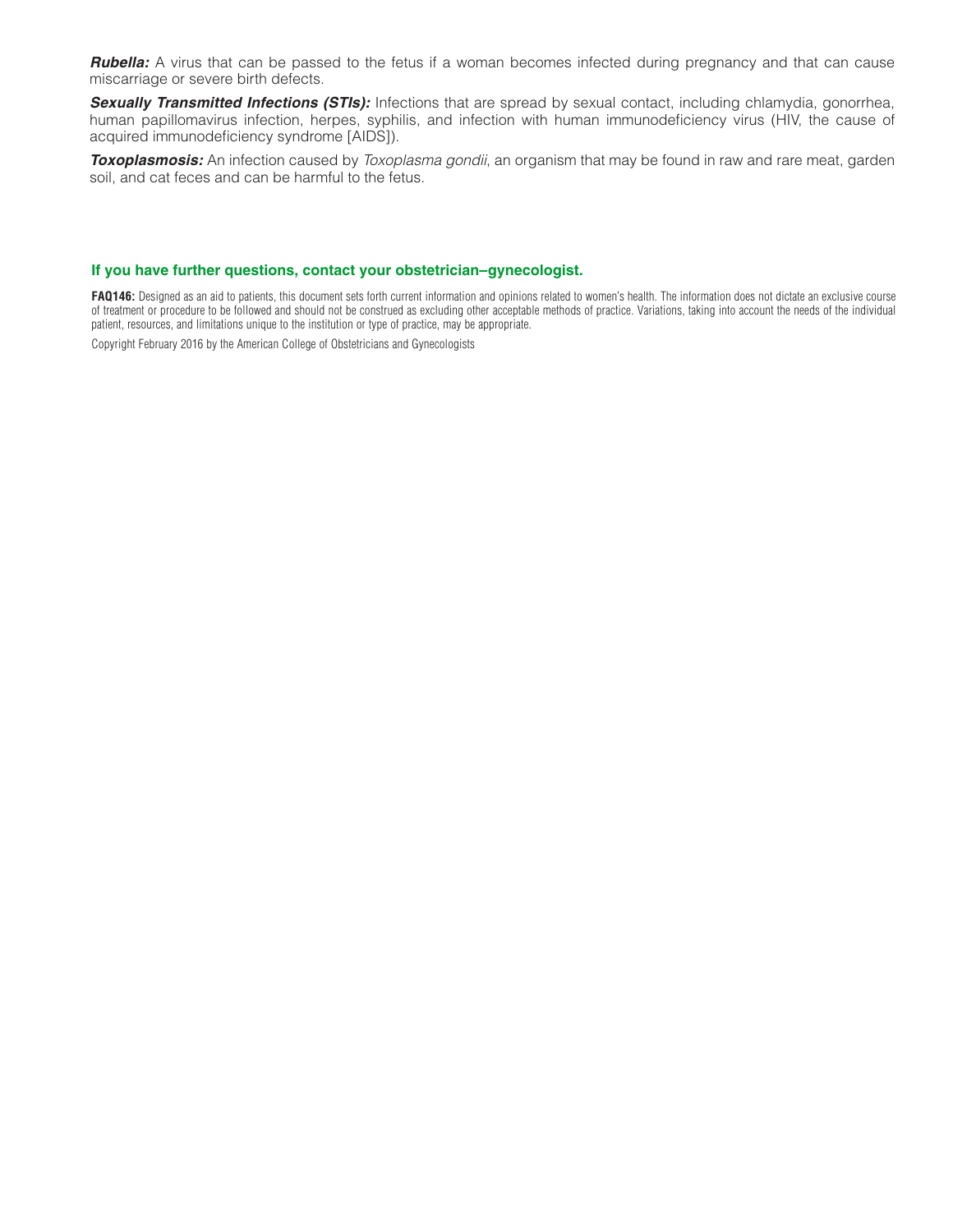***Rubella:*** A virus that can be passed to the fetus if a woman becomes infected during pregnancy and that can cause miscarriage or severe birth defects.

***Sexually Transmitted Infections (STIs):*** Infections that are spread by sexual contact, including chlamydia, gonorrhea, human papillomavirus infection, herpes, syphilis, and infection with human immunodeficiency virus (HIV, the cause of acquired immunodeficiency syndrome [AIDS]).

***Toxoplasmosis:*** An infection caused by *Toxoplasma gondii*, an organism that may be found in raw and rare meat, garden soil, and cat feces and can be harmful to the fetus.

**If you have further questions, contact your obstetrician–gynecologist.**

**FAQ146:** Designed as an aid to patients, this document sets forth current information and opinions related to women's health. The information does not dictate an exclusive course of treatment or procedure to be followed and should not be construed as excluding other acceptable methods of practice. Variations, taking into account the needs of the individual patient, resources, and limitations unique to the institution or type of practice, may be appropriate.

Copyright February 2016 by the American College of Obstetricians and Gynecologists